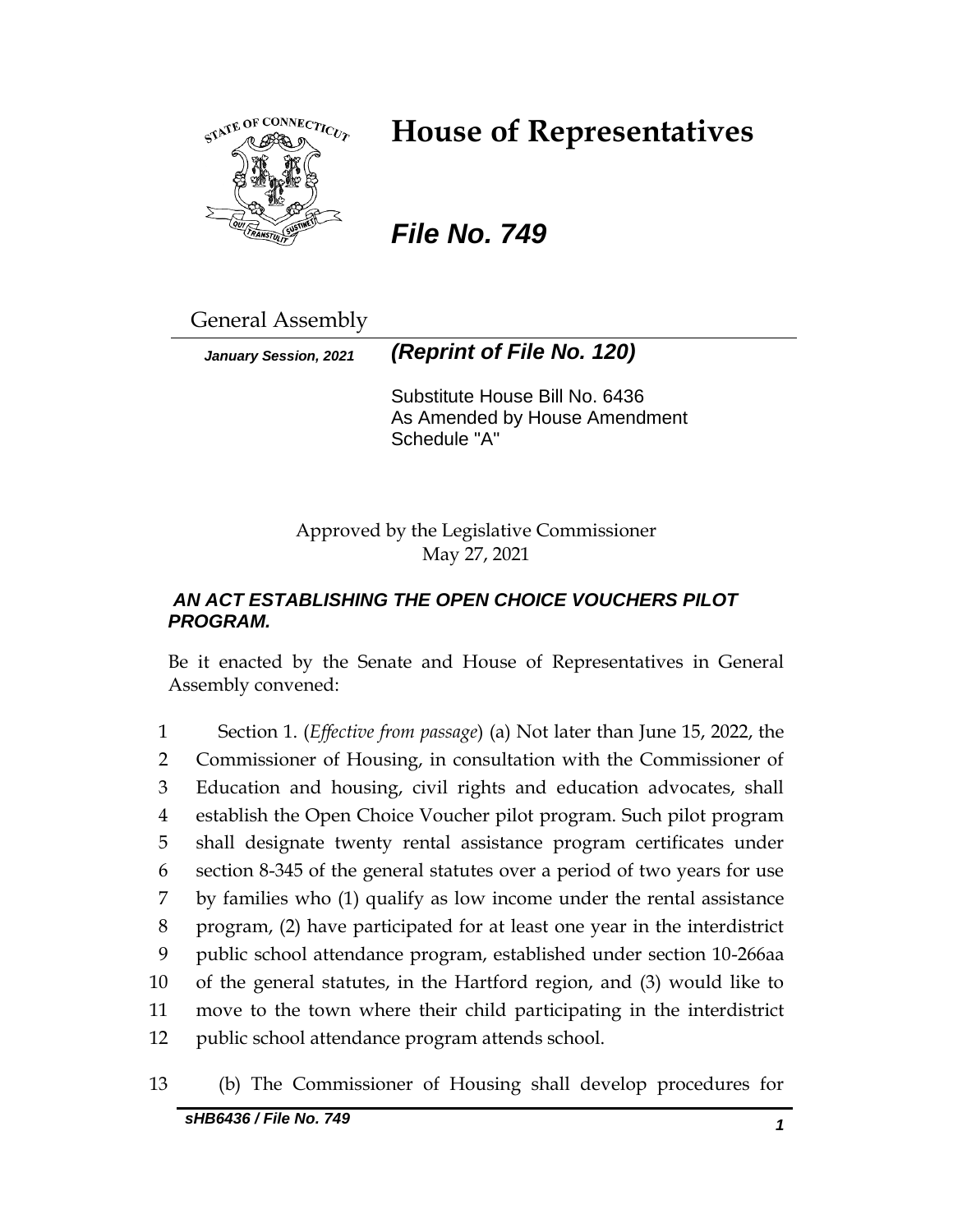# House of Representatives

***File No. 749***

General Assembly

***January Session, 2021*** ***(Reprint of File No. 120)***

Substitute House Bill No. 6436
As Amended by House Amendment
Schedule "A"

Approved by the Legislative Commissioner
May 27, 2021

***AN ACT ESTABLISHING THE OPEN CHOICE VOUCHERS PILOT PROGRAM.***

Be it enacted by the Senate and House of Representatives in General Assembly convened:

1 Section 1. (*Effective from passage*) (a) Not later than June 15, 2022, the
2 Commissioner of Housing, in consultation with the Commissioner of
3 Education and housing, civil rights and education advocates, shall
4 establish the Open Choice Voucher pilot program. Such pilot program
5 shall designate twenty rental assistance program certificates under
6 section 8-345 of the general statutes over a period of two years for use
7 by families who (1) qualify as low income under the rental assistance
8 program, (2) have participated for at least one year in the interdistrict
9 public school attendance program, established under section 10-266aa
10 of the general statutes, in the Hartford region, and (3) would like to
11 move to the town where their child participating in the interdistrict
12 public school attendance program attends school.

13 (b) The Commissioner of Housing shall develop procedures for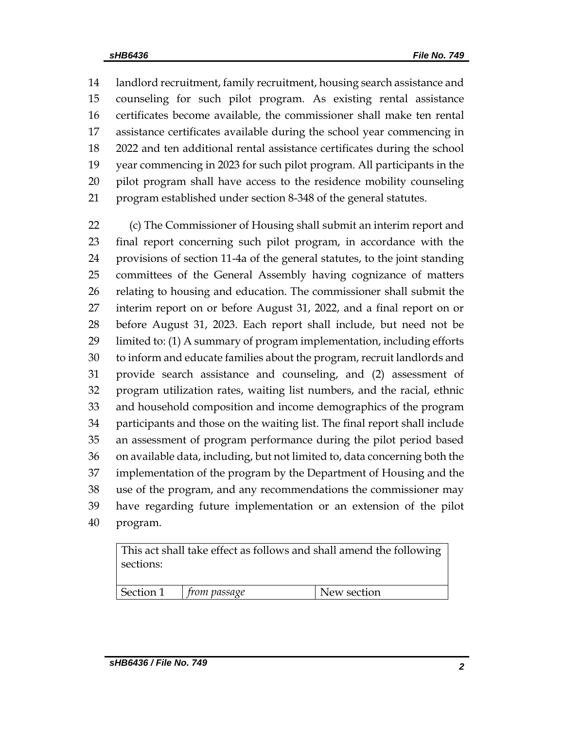landlord recruitment, family recruitment, housing search assistance and counseling for such pilot program. As existing rental assistance certificates become available, the commissioner shall make ten rental assistance certificates available during the school year commencing in 2022 and ten additional rental assistance certificates during the school year commencing in 2023 for such pilot program. All participants in the pilot program shall have access to the residence mobility counseling program established under section 8-348 of the general statutes.

(c) The Commissioner of Housing shall submit an interim report and final report concerning such pilot program, in accordance with the provisions of section 11-4a of the general statutes, to the joint standing committees of the General Assembly having cognizance of matters relating to housing and education. The commissioner shall submit the interim report on or before August 31, 2022, and a final report on or before August 31, 2023. Each report shall include, but need not be limited to: (1) A summary of program implementation, including efforts to inform and educate families about the program, recruit landlords and provide search assistance and counseling, and (2) assessment of program utilization rates, waiting list numbers, and the racial, ethnic and household composition and income demographics of the program participants and those on the waiting list. The final report shall include an assessment of program performance during the pilot period based on available data, including, but not limited to, data concerning both the implementation of the program by the Department of Housing and the use of the program, and any recommendations the commissioner may have regarding future implementation or an extension of the pilot program.

| This act shall take effect as follows and shall amend the following sections: | | |
|---|---|---|
| Section 1 | *from passage* | New section |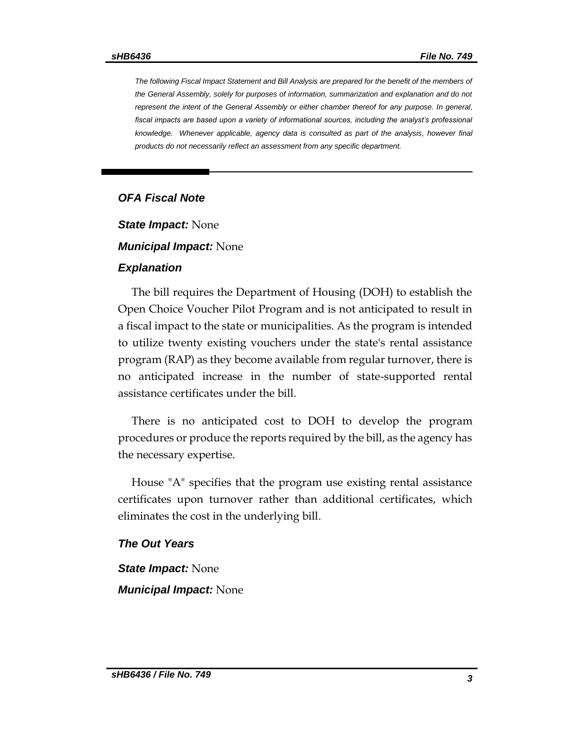*The following Fiscal Impact Statement and Bill Analysis are prepared for the benefit of the members of the General Assembly, solely for purposes of information, summarization and explanation and do not represent the intent of the General Assembly or either chamber thereof for any purpose. In general, fiscal impacts are based upon a variety of informational sources, including the analyst's professional knowledge. Whenever applicable, agency data is consulted as part of the analysis, however final products do not necessarily reflect an assessment from any specific department.*

## *OFA Fiscal Note*

***State Impact:*** None

***Municipal Impact:*** None

### *Explanation*

The bill requires the Department of Housing (DOH) to establish the Open Choice Voucher Pilot Program and is not anticipated to result in a fiscal impact to the state or municipalities. As the program is intended to utilize twenty existing vouchers under the state's rental assistance program (RAP) as they become available from regular turnover, there is no anticipated increase in the number of state-supported rental assistance certificates under the bill.

There is no anticipated cost to DOH to develop the program procedures or produce the reports required by the bill, as the agency has the necessary expertise.

House "A" specifies that the program use existing rental assistance certificates upon turnover rather than additional certificates, which eliminates the cost in the underlying bill.

### *The Out Years*

***State Impact:*** None

***Municipal Impact:*** None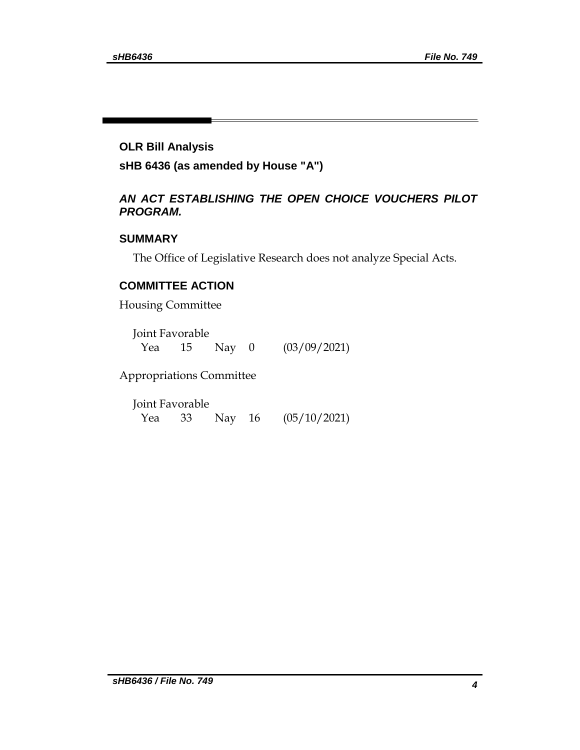## OLR Bill Analysis

**sHB 6436 (as amended by House "A")**

***AN ACT ESTABLISHING THE OPEN CHOICE VOUCHERS PILOT PROGRAM.***

## SUMMARY

The Office of Legislative Research does not analyze Special Acts.

## COMMITTEE ACTION

Housing Committee

| | | | | |
|---|---|---|---|---|
| Joint Favorable | | | | |
| Yea | 15 | Nay | 0 | (03/09/2021) |

Appropriations Committee

| | | | | |
|---|---|---|---|---|
| Joint Favorable | | | | |
| Yea | 33 | Nay | 16 | (05/10/2021) |